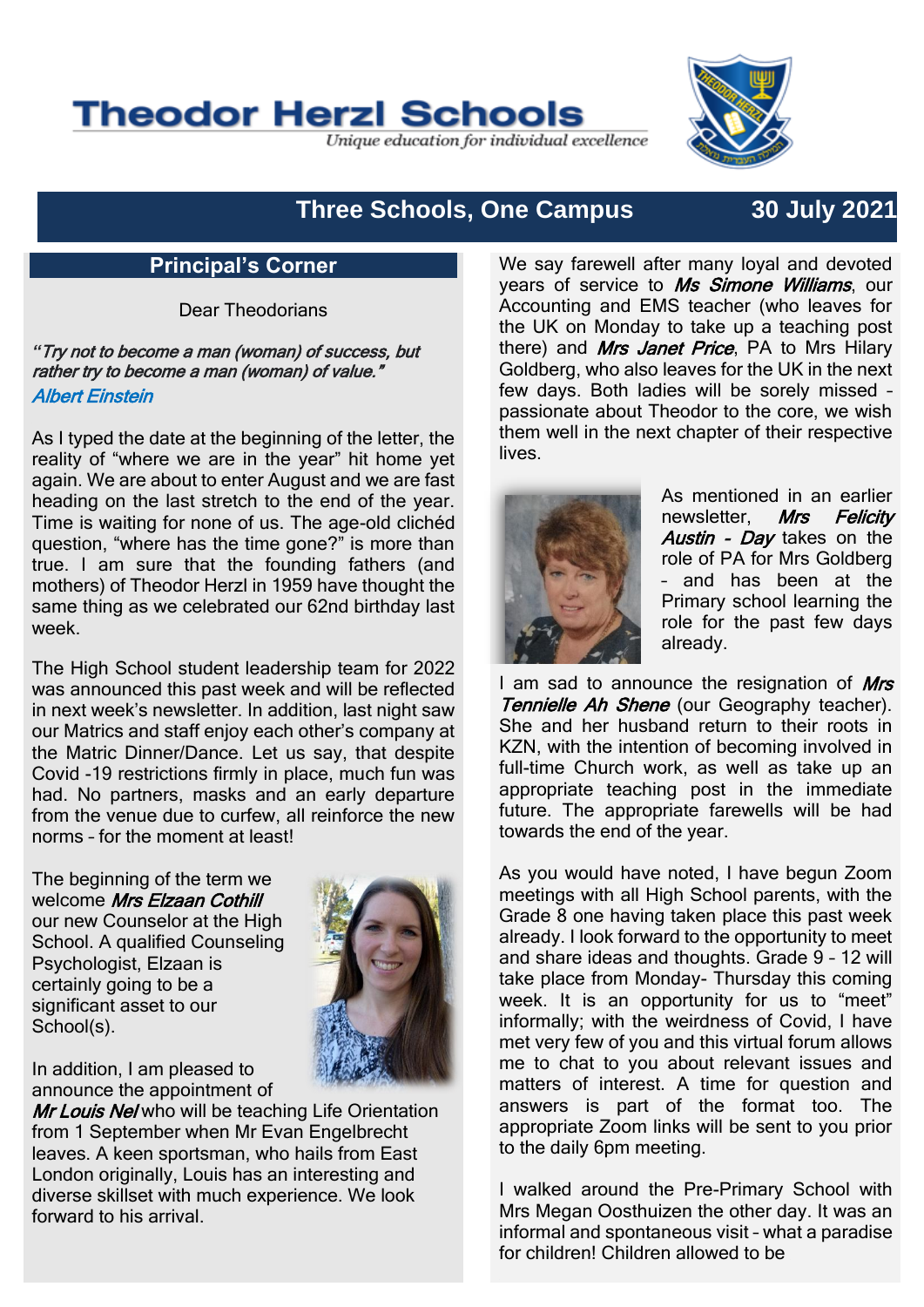# Theodor Herzl Schools

*Unique education for individual excellence*

## Three Schools, One Campus — 30 July 2021

### Principal's Corner

Dear Theodorians

*"Try not to become a man (woman) of success, but rather try to become a man (woman) of value."*
*Albert Einstein*

As I typed the date at the beginning of the letter, the reality of "where we are in the year" hit home yet again. We are about to enter August and we are fast heading on the last stretch to the end of the year. Time is waiting for none of us. The age-old clichéd question, "where has the time gone?" is more than true. I am sure that the founding fathers (and mothers) of Theodor Herzl in 1959 have thought the same thing as we celebrated our 62nd birthday last week.

The High School student leadership team for 2022 was announced this past week and will be reflected in next week's newsletter. In addition, last night saw our Matrics and staff enjoy each other's company at the Matric Dinner/Dance. Let us say, that despite Covid -19 restrictions firmly in place, much fun was had. No partners, masks and an early departure from the venue due to curfew, all reinforce the new norms – for the moment at least!

The beginning of the term we welcome ***Mrs Elzaan Cothill*** our new Counselor at the High School. A qualified Counseling Psychologist, Elzaan is certainly going to be a significant asset to our School(s).

In addition, I am pleased to announce the appointment of ***Mr Louis Nel*** who will be teaching Life Orientation from 1 September when Mr Evan Engelbrecht leaves. A keen sportsman, who hails from East London originally, Louis has an interesting and diverse skillset with much experience. We look forward to his arrival.

We say farewell after many loyal and devoted years of service to ***Ms Simone Williams***, our Accounting and EMS teacher (who leaves for the UK on Monday to take up a teaching post there) and ***Mrs Janet Price***, PA to Mrs Hilary Goldberg, who also leaves for the UK in the next few days. Both ladies will be sorely missed – passionate about Theodor to the core, we wish them well in the next chapter of their respective lives.

As mentioned in an earlier newsletter, ***Mrs Felicity Austin - Day*** takes on the role of PA for Mrs Goldberg – and has been at the Primary school learning the role for the past few days already.

I am sad to announce the resignation of ***Mrs Tennielle Ah Shene*** (our Geography teacher). She and her husband return to their roots in KZN, with the intention of becoming involved in full-time Church work, as well as take up an appropriate teaching post in the immediate future. The appropriate farewells will be had towards the end of the year.

As you would have noted, I have begun Zoom meetings with all High School parents, with the Grade 8 one having taken place this past week already. I look forward to the opportunity to meet and share ideas and thoughts. Grade 9 – 12 will take place from Monday- Thursday this coming week. It is an opportunity for us to "meet" informally; with the weirdness of Covid, I have met very few of you and this virtual forum allows me to chat to you about relevant issues and matters of interest. A time for question and answers is part of the format too. The appropriate Zoom links will be sent to you prior to the daily 6pm meeting.

I walked around the Pre-Primary School with Mrs Megan Oosthuizen the other day. It was an informal and spontaneous visit – what a paradise for children! Children allowed to be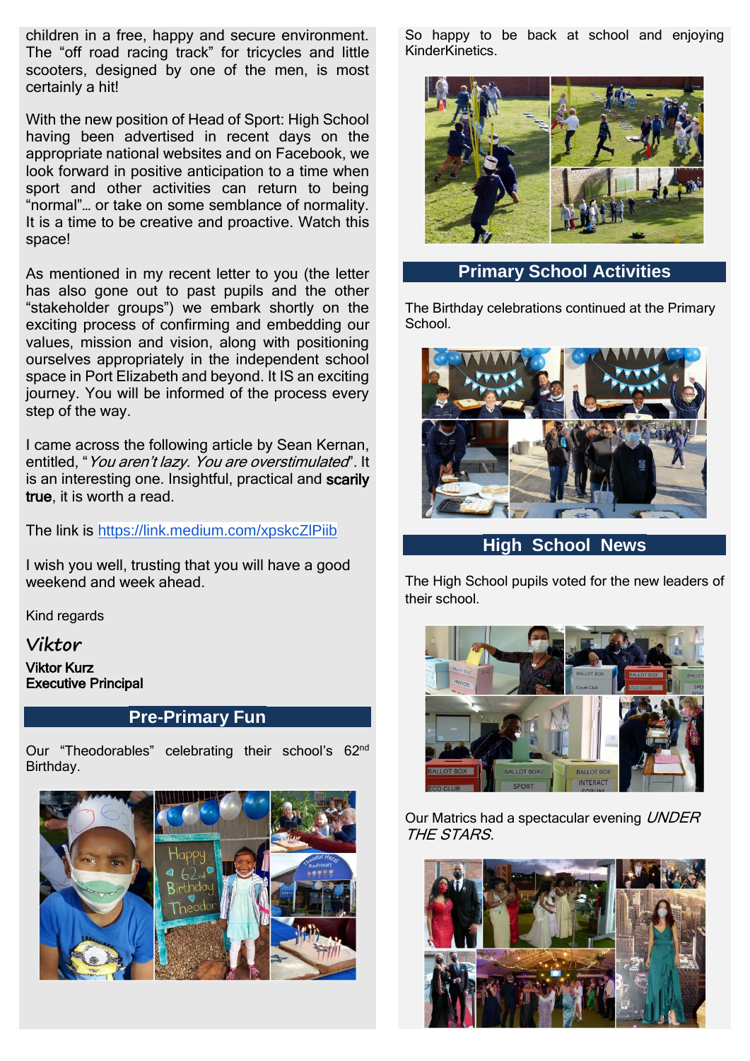children in a free, happy and secure environment. The "off road racing track" for tricycles and little scooters, designed by one of the men, is most certainly a hit!

With the new position of Head of Sport: High School having been advertised in recent days on the appropriate national websites and on Facebook, we look forward in positive anticipation to a time when sport and other activities can return to being "normal"… or take on some semblance of normality. It is a time to be creative and proactive. Watch this space!

As mentioned in my recent letter to you (the letter has also gone out to past pupils and the other "stakeholder groups") we embark shortly on the exciting process of confirming and embedding our values, mission and vision, along with positioning ourselves appropriately in the independent school space in Port Elizabeth and beyond. It IS an exciting journey. You will be informed of the process every step of the way.

I came across the following article by Sean Kernan, entitled, "*You aren't lazy. You are overstimulated*". It is an interesting one. Insightful, practical and **scarily true**, it is worth a read.

The link is https://link.medium.com/xpskcZlPiib

I wish you well, trusting that you will have a good weekend and week ahead.

Kind regards

*Viktor*

**Viktor Kurz**
**Executive Principal**

## Pre-Primary Fun

Our "Theodorables" celebrating their school's 62nd Birthday.

So happy to be back at school and enjoying KinderKinetics.

## Primary School Activities

The Birthday celebrations continued at the Primary School.

## High School News

The High School pupils voted for the new leaders of their school.

Our Matrics had a spectacular evening *UNDER THE STARS*.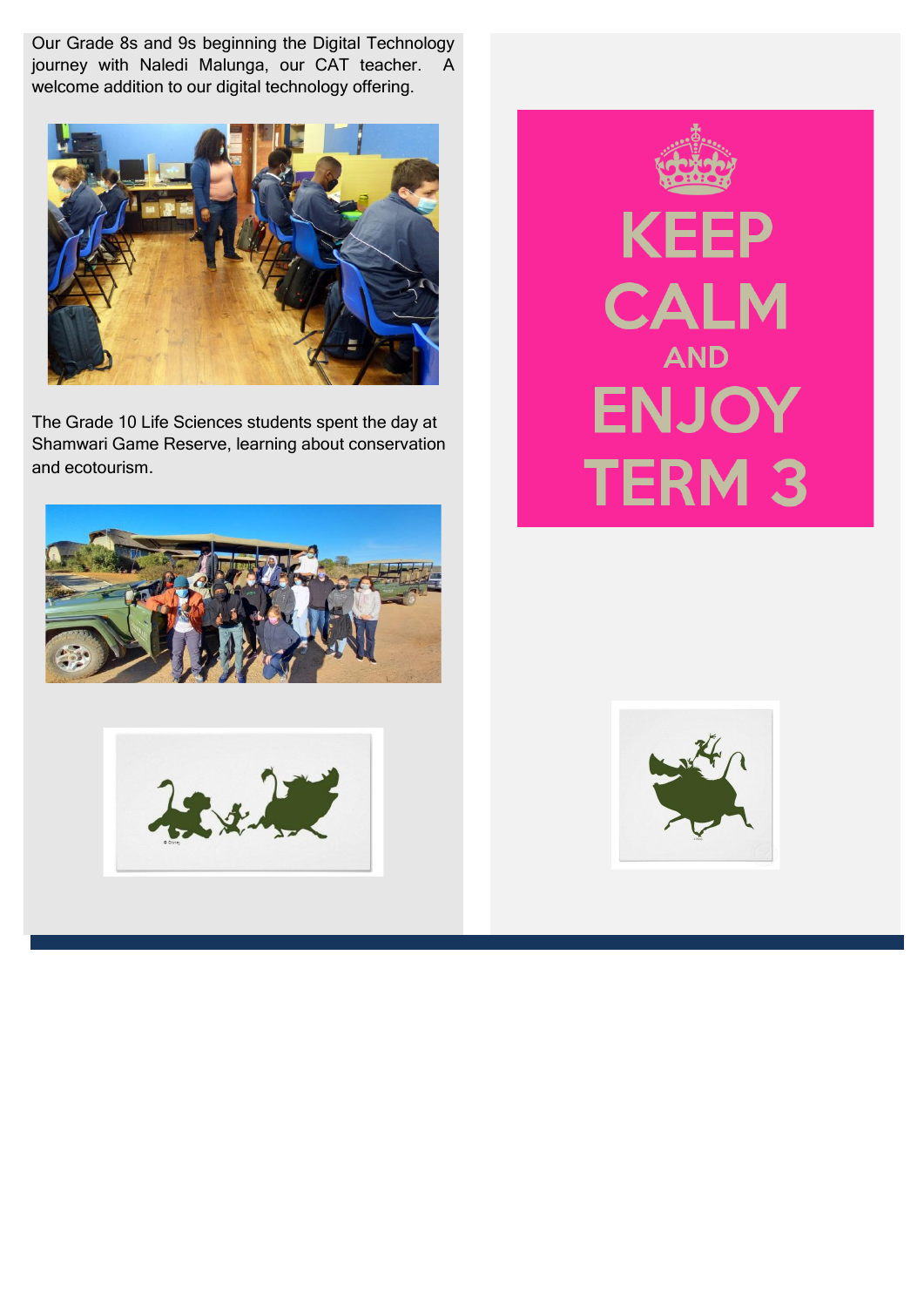Our Grade 8s and 9s beginning the Digital Technology journey with Naledi Malunga, our CAT teacher. A welcome addition to our digital technology offering.

The Grade 10 Life Sciences students spent the day at Shamwari Game Reserve, learning about conservation and ecotourism.

KEEP CALM AND ENJOY TERM 3